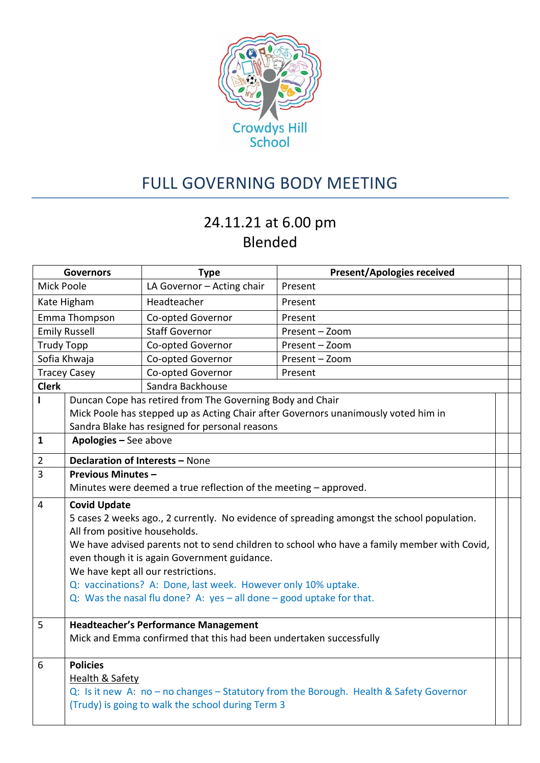Crowdys Hill School

# FULL GOVERNING BODY MEETING

## 24.11.21 at 6.00 pm
## Blended

| Governors | Type | Present/Apologies received |
|---|---|---|
| Mick Poole | LA Governor – Acting chair | Present |
| Kate Higham | Headteacher | Present |
| Emma Thompson | Co-opted Governor | Present |
| Emily Russell | Staff Governor | Present – Zoom |
| Trudy Topp | Co-opted Governor | Present – Zoom |
| Sofia Khwaja | Co-opted Governor | Present – Zoom |
| Tracey Casey | Co-opted Governor | Present |
| **Clerk** | Sandra Backhouse | |

| | |
|---|---|
| **I** | Duncan Cope has retired from The Governing Body and Chair<br>Mick Poole has stepped up as Acting Chair after Governors unanimously voted him in<br>Sandra Blake has resigned for personal reasons |
| **1** | **Apologies –** See above |
| 2 | **Declaration of Interests –** None |
| 3 | **Previous Minutes –**<br>Minutes were deemed a true reflection of the meeting – approved. |
| 4 | **Covid Update**<br>5 cases 2 weeks ago., 2 currently. No evidence of spreading amongst the school population. All from positive households.<br>We have advised parents not to send children to school who have a family member with Covid, even though it is again Government guidance.<br>We have kept all our restrictions.<br>Q: vaccinations? A: Done, last week. However only 10% uptake.<br>Q: Was the nasal flu done? A: yes – all done – good uptake for that. |
| 5 | **Headteacher's Performance Management**<br>Mick and Emma confirmed that this had been undertaken successfully |
| 6 | **Policies**<br>Health & Safety<br>Q: Is it new A: no – no changes – Statutory from the Borough. Health & Safety Governor (Trudy) is going to walk the school during Term 3 |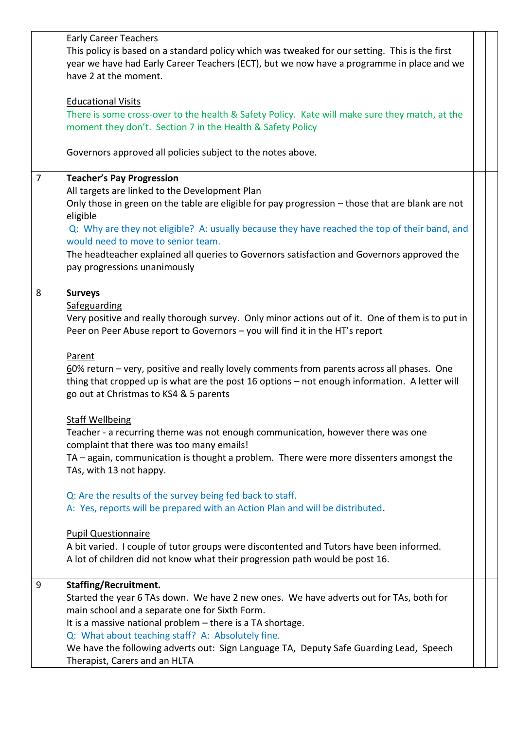| | | | |
|---|---|---|---|
| | <u>Early Career Teachers</u><br>This policy is based on a standard policy which was tweaked for our setting. This is the first year we have had Early Career Teachers (ECT), but we now have a programme in place and we have 2 at the moment.<br><br><u>Educational Visits</u><br>There is some cross-over to the health & Safety Policy. Kate will make sure they match, at the moment they don't. Section 7 in the Health & Safety Policy<br><br>Governors approved all policies subject to the notes above. | | |
| 7 | **Teacher's Pay Progression**<br>All targets are linked to the Development Plan<br>Only those in green on the table are eligible for pay progression – those that are blank are not eligible<br>Q: Why are they not eligible? A: usually because they have reached the top of their band, and would need to move to senior team.<br>The headteacher explained all queries to Governors satisfaction and Governors approved the pay progressions unanimously | | |
| 8 | **Surveys**<br><u>Safeguarding</u><br>Very positive and really thorough survey. Only minor actions out of it. One of them is to put in Peer on Peer Abuse report to Governors – you will find it in the HT's report<br><br><u>Parent</u><br>60% return – very, positive and really lovely comments from parents across all phases. One thing that cropped up is what are the post 16 options – not enough information. A letter will go out at Christmas to KS4 & 5 parents<br><br><u>Staff Wellbeing</u><br>Teacher - a recurring theme was not enough communication, however there was one complaint that there was too many emails!<br>TA – again, communication is thought a problem. There were more dissenters amongst the TAs, with 13 not happy.<br><br>Q: Are the results of the survey being fed back to staff.<br>A: Yes, reports will be prepared with an Action Plan and will be distributed.<br><br><u>Pupil Questionnaire</u><br>A bit varied. I couple of tutor groups were discontented and Tutors have been informed.<br>A lot of children did not know what their progression path would be post 16. | | |
| 9 | **Staffing/Recruitment.**<br>Started the year 6 TAs down. We have 2 new ones. We have adverts out for TAs, both for main school and a separate one for Sixth Form.<br>It is a massive national problem – there is a TA shortage.<br>Q: What about teaching staff? A: Absolutely fine.<br>We have the following adverts out: Sign Language TA, Deputy Safe Guarding Lead, Speech Therapist, Carers and an HLTA | | |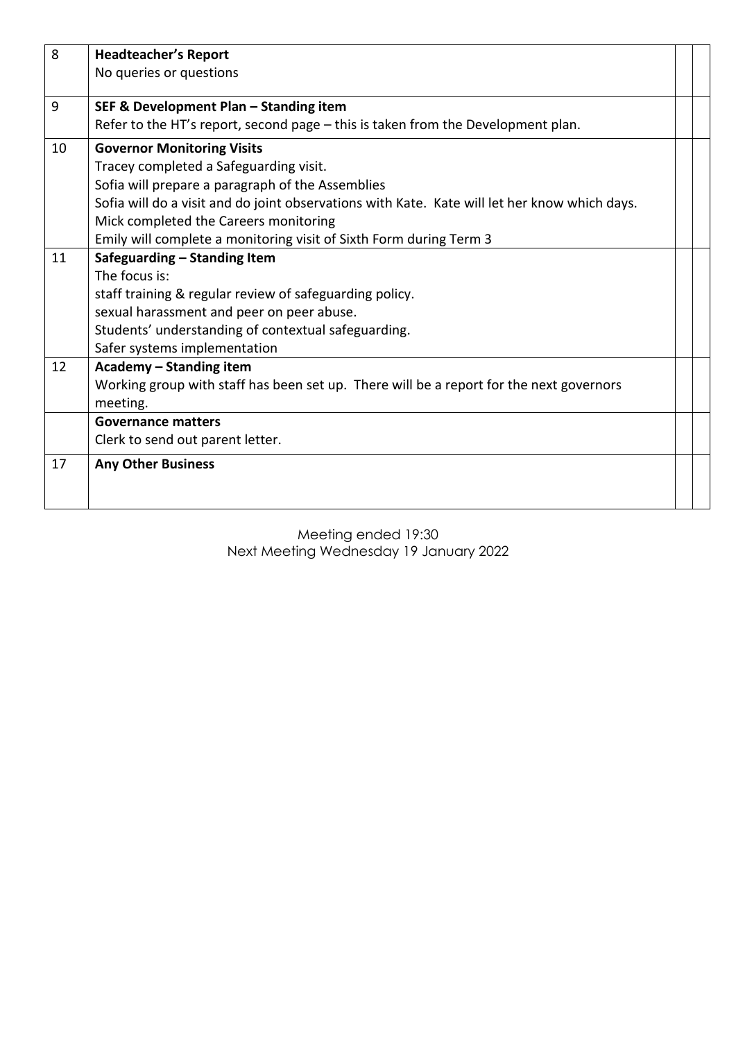| | | | |
|---|---|---|---|
| 8 | **Headteacher's Report**<br>No queries or questions | | |
| 9 | **SEF & Development Plan – Standing item**<br>Refer to the HT's report, second page – this is taken from the Development plan. | | |
| 10 | **Governor Monitoring Visits**<br>Tracey completed a Safeguarding visit.<br>Sofia will prepare a paragraph of the Assemblies<br>Sofia will do a visit and do joint observations with Kate. Kate will let her know which days.<br>Mick completed the Careers monitoring<br>Emily will complete a monitoring visit of Sixth Form during Term 3 | | |
| 11 | **Safeguarding – Standing Item**<br>The focus is:<br>staff training & regular review of safeguarding policy.<br>sexual harassment and peer on peer abuse.<br>Students' understanding of contextual safeguarding.<br>Safer systems implementation | | |
| 12 | **Academy – Standing item**<br>Working group with staff has been set up. There will be a report for the next governors meeting. | | |
| | **Governance matters**<br>Clerk to send out parent letter. | | |
| 17 | **Any Other Business** | | |

Meeting ended 19:30
Next Meeting Wednesday 19 January 2022